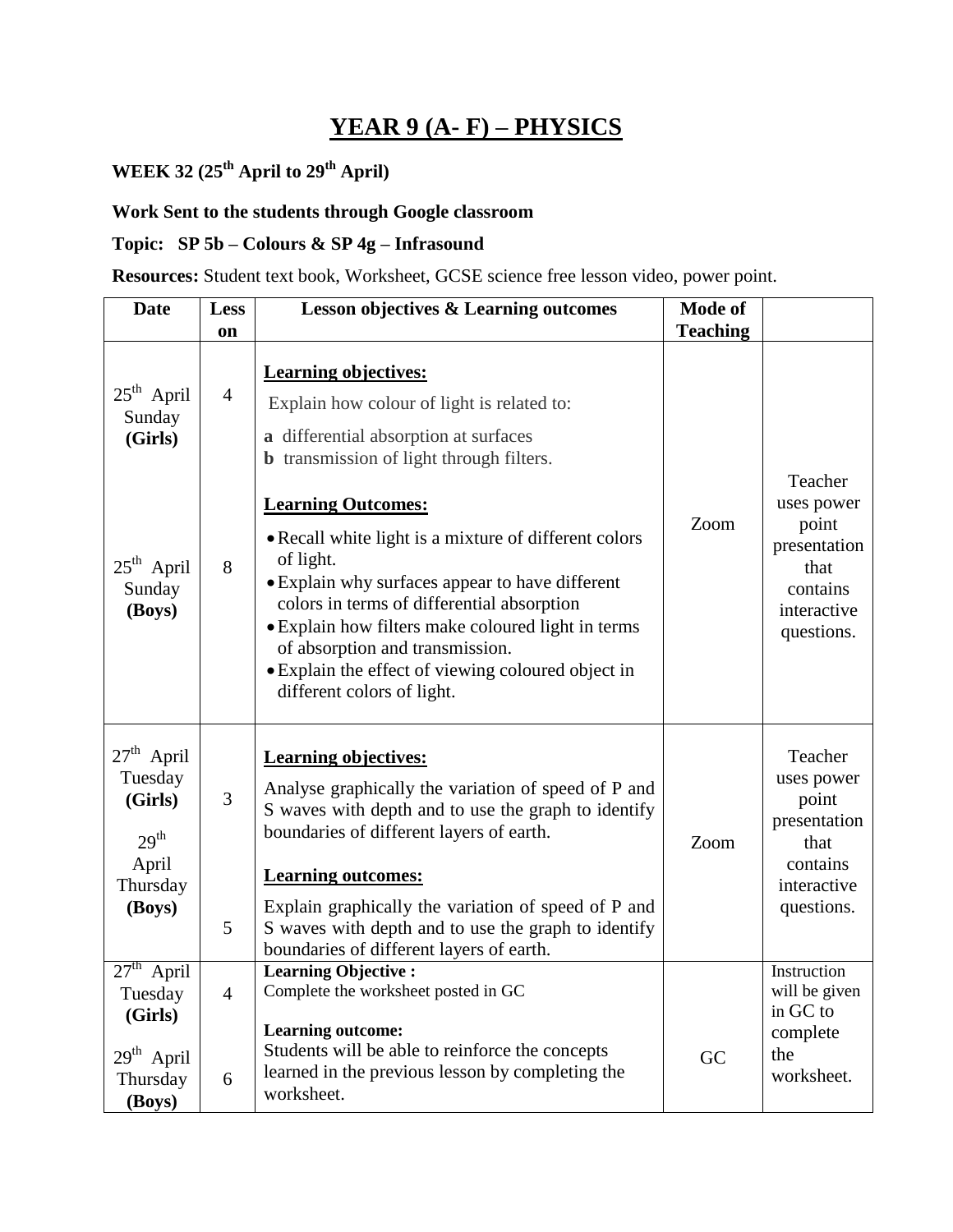# YEAR 9 (A- F) – PHYSICS

**WEEK 32 (25th April to 29th April)**

**Work Sent to the students through Google classroom**

**Topic: SP 5b – Colours & SP 4g – Infrasound**

**Resources:** Student text book, Worksheet, GCSE science free lesson video, power point.

| Date | Lesson | Lesson objectives & Learning outcomes | Mode of Teaching | |
|---|---|---|---|---|
| 25th April Sunday **(Girls)**<br><br>25th April Sunday **(Boys)** | 4<br><br>8 | **Learning objectives:**<br>Explain how colour of light is related to:<br>**a** differential absorption at surfaces<br>**b** transmission of light through filters.<br><br>**Learning Outcomes:**<br>• Recall white light is a mixture of different colors of light.<br>• Explain why surfaces appear to have different colors in terms of differential absorption<br>• Explain how filters make coloured light in terms of absorption and transmission.<br>• Explain the effect of viewing coloured object in different colors of light. | Zoom | Teacher uses power point presentation that contains interactive questions. |
| 27th April Tuesday **(Girls)**<br><br>29th April Thursday **(Boys)** | 3<br><br>5 | **Learning objectives:**<br>Analyse graphically the variation of speed of P and S waves with depth and to use the graph to identify boundaries of different layers of earth.<br><br>**Learning outcomes:**<br>Explain graphically the variation of speed of P and S waves with depth and to use the graph to identify boundaries of different layers of earth. | Zoom | Teacher uses power point presentation that contains interactive questions. |
| 27th April Tuesday **(Girls)**<br><br>29th April Thursday **(Boys)** | 4<br><br>6 | **Learning Objective :**<br>Complete the worksheet posted in GC<br><br>**Learning outcome:**<br>Students will be able to reinforce the concepts learned in the previous lesson by completing the worksheet. | GC | Instruction will be given in GC to complete the worksheet. |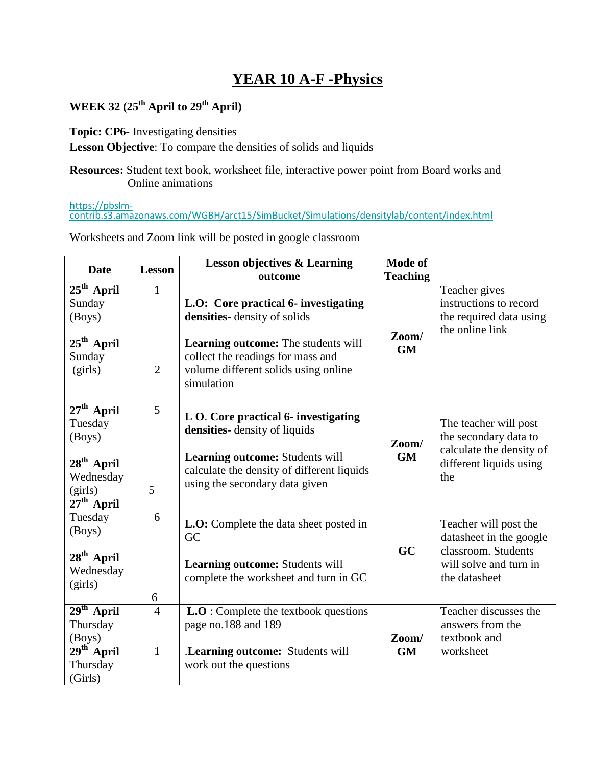# YEAR 10 A-F -Physics

**WEEK 32 (25th April to 29th April)**

**Topic: CP6-** Investigating densities
**Lesson Objective**: To compare the densities of solids and liquids

**Resources:** Student text book, worksheet file, interactive power point from Board works and Online animations

https://pbslm-contrib.s3.amazonaws.com/WGBH/arct15/SimBucket/Simulations/densitylab/content/index.html

Worksheets and Zoom link will be posted in google classroom

| Date | Lesson | Lesson objectives & Learning outcome | Mode of Teaching | |
|---|---|---|---|---|
| **25th April** Sunday (Boys)<br><br>**25th April** Sunday (girls) | 1<br><br>2 | **L.O: Core practical 6- investigating densities**- density of solids<br><br>**Learning outcome:** The students will collect the readings for mass and volume different solids using online simulation | **Zoom/ GM** | Teacher gives instructions to record the required data using the online link |
| **27th April** Tuesday (Boys)<br><br>**28th April** Wednesday (girls) | 5<br><br>5 | **L O. Core practical 6- investigating densities**- density of liquids<br><br>**Learning outcome:** Students will calculate the density of different liquids using the secondary data given | **Zoom/ GM** | The teacher will post the secondary data to calculate the density of different liquids using the |
| **27th April** Tuesday (Boys)<br><br>**28th April** Wednesday (girls) | 6<br><br>6 | **L.O:** Complete the data sheet posted in GC<br><br>**Learning outcome:** Students will complete the worksheet and turn in GC | **GC** | Teacher will post the datasheet in the google classroom. Students will solve and turn in the datasheet |
| **29th April** Thursday (Boys)<br>**29th April** Thursday (Girls) | 4<br><br>1 | **L.O** : Complete the textbook questions page no.188 and 189<br><br>.**Learning outcome:** Students will work out the questions | **Zoom/ GM** | Teacher discusses the answers from the textbook and worksheet |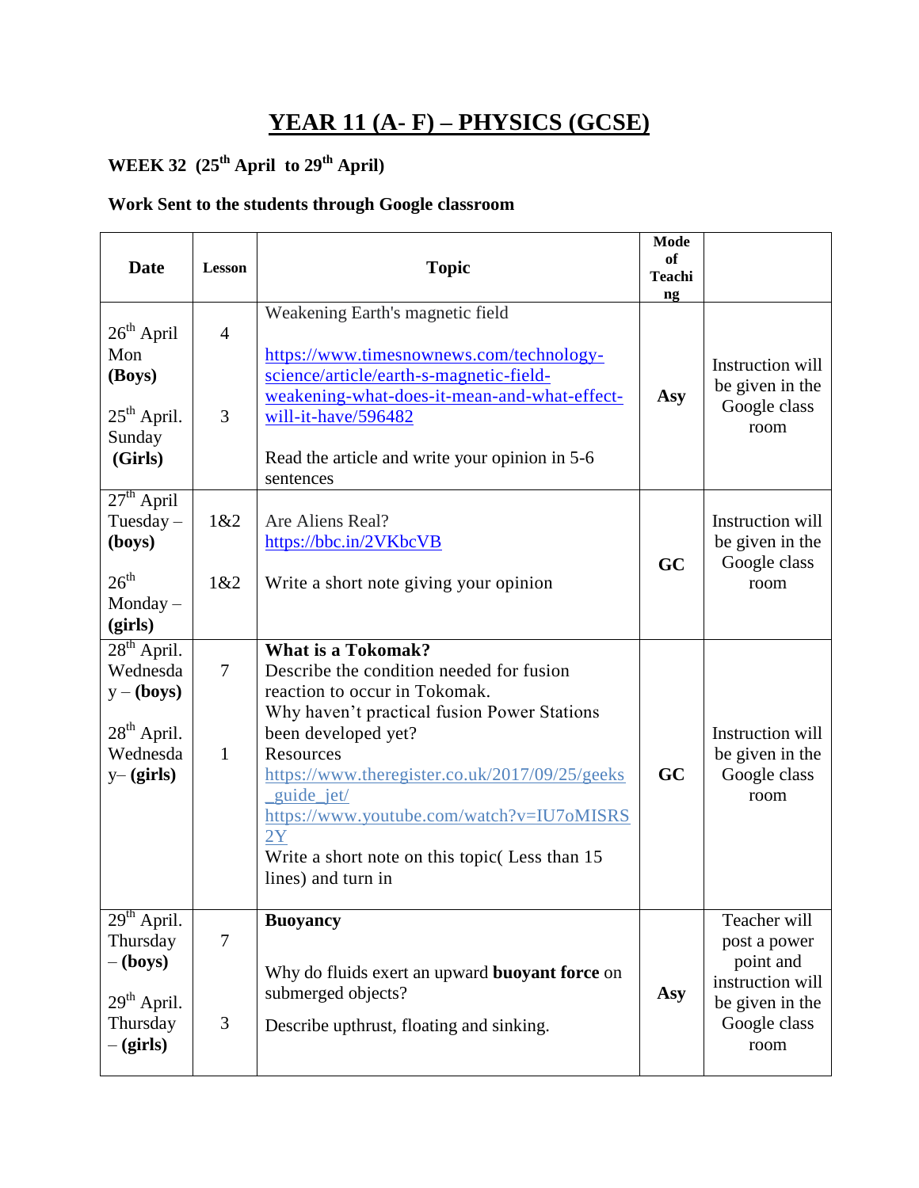# YEAR 11 (A- F) – PHYSICS (GCSE)

**WEEK 32 (25th April to 29th April)**

**Work Sent to the students through Google classroom**

| Date | Lesson | Topic | Mode of Teaching | |
|---|---|---|---|---|
| 26th April Mon **(Boys)**<br><br>25th April. Sunday **(Girls)** | 4<br><br>3 | Weakening Earth's magnetic field<br><br>https://www.timesnownews.com/technology-science/article/earth-s-magnetic-field-weakening-what-does-it-mean-and-what-effect-will-it-have/596482<br><br>Read the article and write your opinion in 5-6 sentences | **Asy** | Instruction will be given in the Google class room |
| 27th April Tuesday – **(boys)**<br><br>26th Monday – **(girls)** | 1&2<br><br>1&2 | Are Aliens Real?<br>https://bbc.in/2VKbcVB<br><br>Write a short note giving your opinion | **GC** | Instruction will be given in the Google class room |
| 28th April. Wednesday – **(boys)**<br><br>28th April. Wednesday– **(girls)** | 7<br><br>1 | **What is a Tokomak?**<br>Describe the condition needed for fusion reaction to occur in Tokomak.<br>Why haven't practical fusion Power Stations been developed yet?<br>Resources<br>https://www.theregister.co.uk/2017/09/25/geeks_guide_jet/<br>https://www.youtube.com/watch?v=IU7oMISRS2Y<br>Write a short note on this topic( Less than 15 lines) and turn in | **GC** | Instruction will be given in the Google class room |
| 29th April. Thursday – **(boys)**<br><br>29th April. Thursday – **(girls)** | 7<br><br>3 | **Buoyancy**<br><br>Why do fluids exert an upward **buoyant force** on submerged objects?<br><br>Describe upthrust, floating and sinking. | **Asy** | Teacher will post a power point and instruction will be given in the Google class room |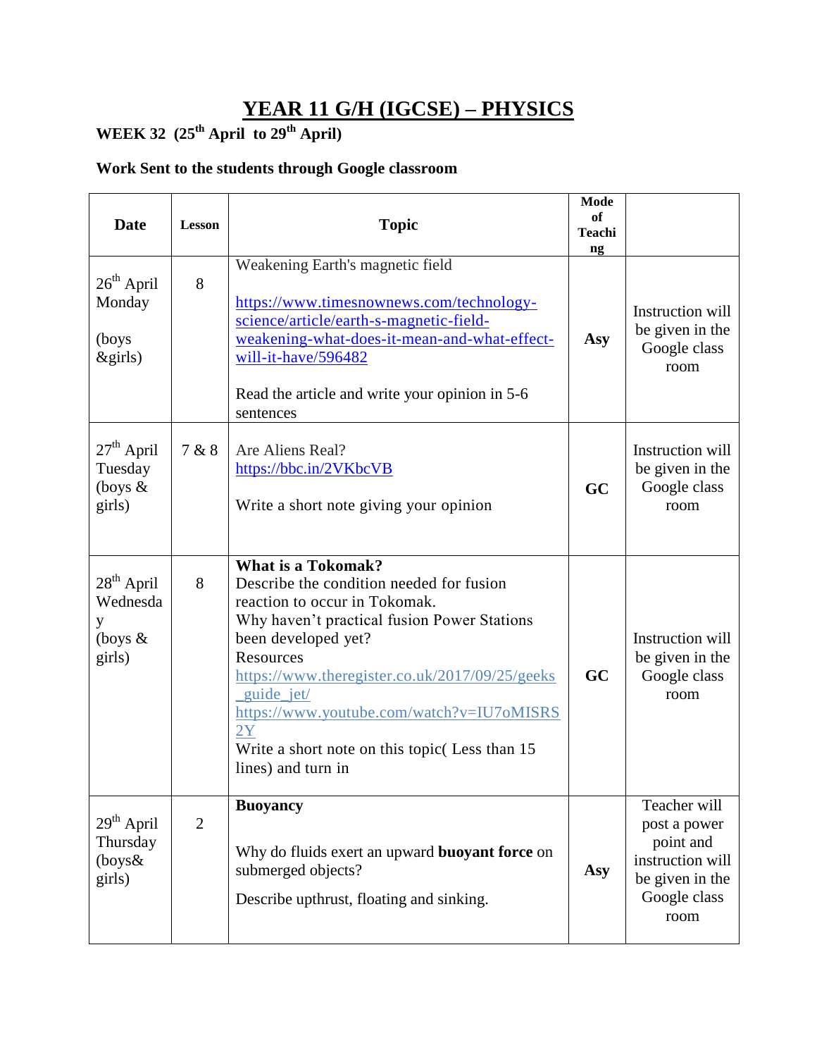# YEAR 11 G/H (IGCSE) – PHYSICS

**WEEK 32 (25th April to 29th April)**

**Work Sent to the students through Google classroom**

| Date | Lesson | Topic | Mode of Teaching | |
|---|---|---|---|---|
| 26th April Monday (boys &girls) | 8 | Weakening Earth's magnetic field<br><br>https://www.timesnownews.com/technology-science/article/earth-s-magnetic-field-weakening-what-does-it-mean-and-what-effect-will-it-have/596482<br><br>Read the article and write your opinion in 5-6 sentences | **Asy** | Instruction will be given in the Google class room |
| 27th April Tuesday (boys & girls) | 7 & 8 | Are Aliens Real?<br>https://bbc.in/2VKbcVB<br><br>Write a short note giving your opinion | **GC** | Instruction will be given in the Google class room |
| 28th April Wednesday (boys & girls) | 8 | **What is a Tokomak?**<br>Describe the condition needed for fusion reaction to occur in Tokomak.<br>Why haven't practical fusion Power Stations been developed yet?<br>Resources<br>https://www.theregister.co.uk/2017/09/25/geeks_guide_jet/<br>https://www.youtube.com/watch?v=IU7oMISRS2Y<br>Write a short note on this topic( Less than 15 lines) and turn in | **GC** | Instruction will be given in the Google class room |
| 29th April Thursday (boys& girls) | 2 | **Buoyancy**<br><br>Why do fluids exert an upward **buoyant force** on submerged objects?<br><br>Describe upthrust, floating and sinking. | **Asy** | Teacher will post a power point and instruction will be given in the Google class room |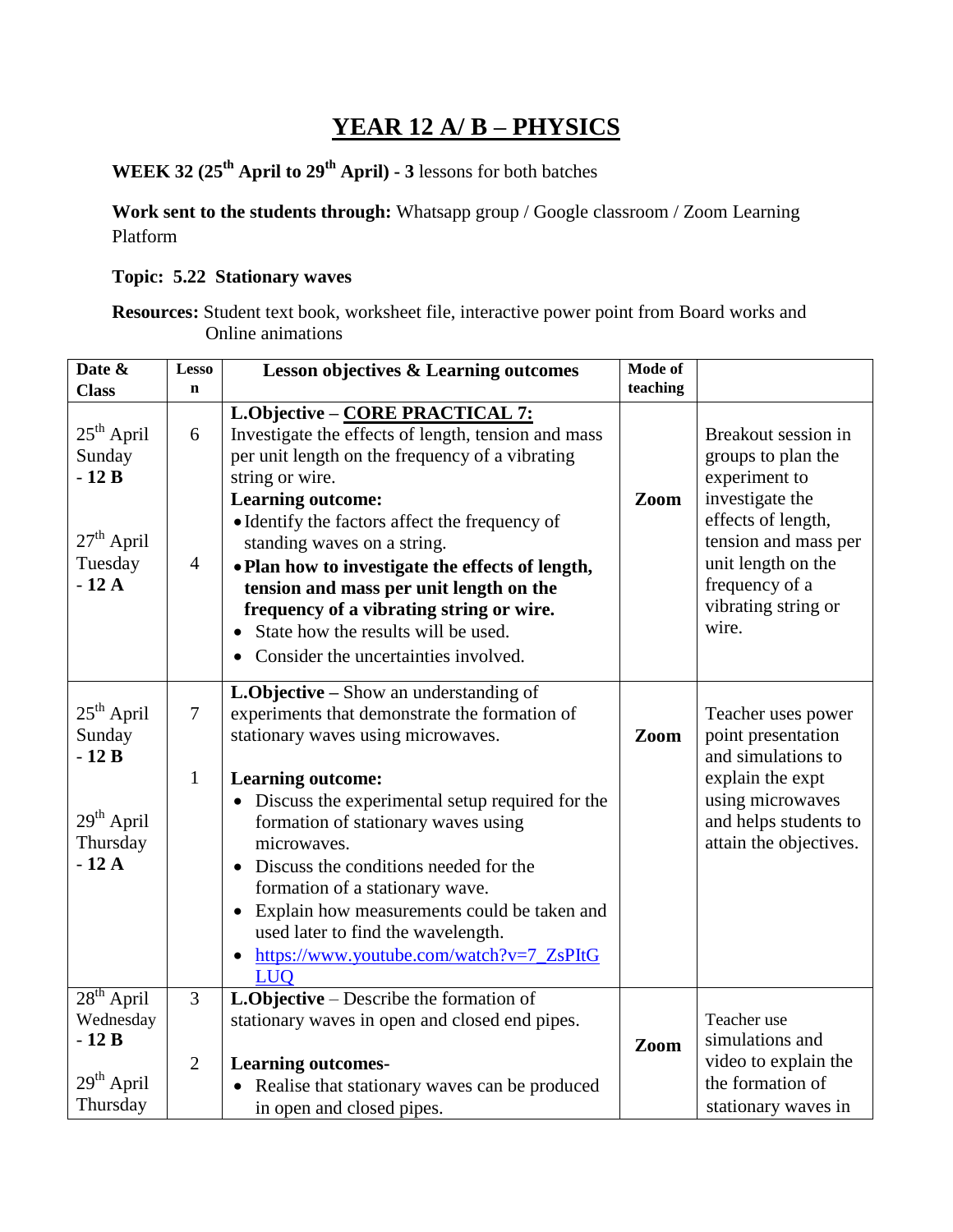# YEAR 12 A/ B – PHYSICS

**WEEK 32 (25th April to 29th April) - 3** lessons for both batches

**Work sent to the students through:** Whatsapp group / Google classroom / Zoom Learning Platform

**Topic: 5.22 Stationary waves**

**Resources:** Student text book, worksheet file, interactive power point from Board works and Online animations

| Date & Class | Lesson | Lesson objectives & Learning outcomes | Mode of teaching | |
|---|---|---|---|---|
| 25th April Sunday **- 12 B**<br><br>27th April Tuesday **- 12 A** | 6<br><br>4 | **L.Objective – CORE PRACTICAL 7:** Investigate the effects of length, tension and mass per unit length on the frequency of a vibrating string or wire.<br>**Learning outcome:**<br>• Identify the factors affect the frequency of standing waves on a string.<br>• **Plan how to investigate the effects of length, tension and mass per unit length on the frequency of a vibrating string or wire.**<br>• State how the results will be used.<br>• Consider the uncertainties involved. | **Zoom** | Breakout session in groups to plan the experiment to investigate the effects of length, tension and mass per unit length on the frequency of a vibrating string or wire. |
| 25th April Sunday **- 12 B**<br><br>29th April Thursday **- 12 A** | 7<br><br>1 | **L.Objective –** Show an understanding of experiments that demonstrate the formation of stationary waves using microwaves.<br>**Learning outcome:**<br>• Discuss the experimental setup required for the formation of stationary waves using microwaves.<br>• Discuss the conditions needed for the formation of a stationary wave.<br>• Explain how measurements could be taken and used later to find the wavelength.<br>• https://www.youtube.com/watch?v=7_ZsPItGLUQ | **Zoom** | Teacher uses power point presentation and simulations to explain the expt using microwaves and helps students to attain the objectives. |
| 28th April Wednesday **- 12 B**<br><br>29th April Thursday | 3<br><br>2 | **L.Objective** – Describe the formation of stationary waves in open and closed end pipes.<br>**Learning outcomes-**<br>• Realise that stationary waves can be produced in open and closed pipes. | **Zoom** | Teacher use simulations and video to explain the the formation of stationary waves in |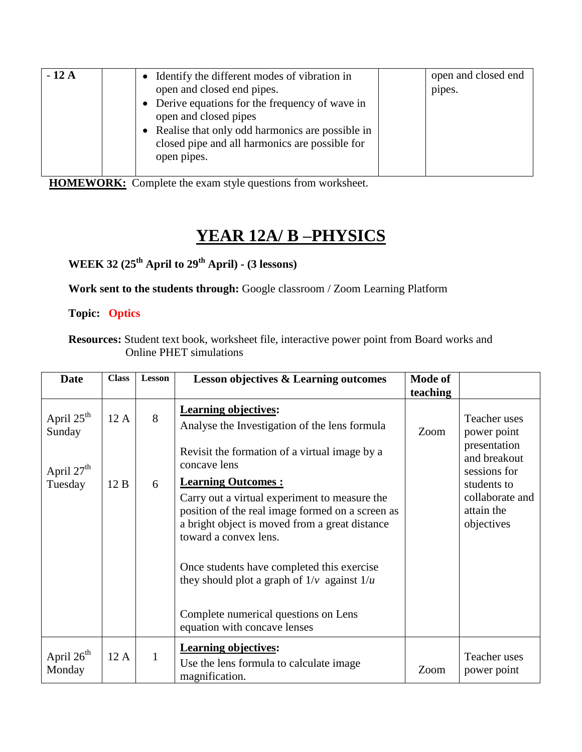| - 12 A | | • Identify the different modes of vibration in open and closed end pipes.<br>• Derive equations for the frequency of wave in open and closed pipes<br>• Realise that only odd harmonics are possible in closed pipe and all harmonics are possible for open pipes. | | open and closed end pipes. |
|---|---|---|---|---|

**HOMEWORK:** Complete the exam style questions from worksheet.

# YEAR 12A/ B –PHYSICS

**WEEK 32 (25th April to 29th April) - (3 lessons)**

**Work sent to the students through:** Google classroom / Zoom Learning Platform

**Topic:** Optics

**Resources:** Student text book, worksheet file, interactive power point from Board works and Online PHET simulations

| Date | Class | Lesson | Lesson objectives & Learning outcomes | Mode of teaching | |
|---|---|---|---|---|---|
| April 25th Sunday<br><br>April 27th Tuesday | 12 A<br><br>12 B | 8<br><br>6 | **Learning objectives:**<br>Analyse the Investigation of the lens formula<br><br>Revisit the formation of a virtual image by a concave lens<br><br>**Learning Outcomes :**<br>Carry out a virtual experiment to measure the position of the real image formed on a screen as a bright object is moved from a great distance toward a convex lens.<br><br>Once students have completed this exercise they should plot a graph of $1/v$ against $1/u$<br><br>Complete numerical questions on Lens equation with concave lenses | Zoom | Teacher uses power point presentation and breakout sessions for students to collaborate and attain the objectives |
| April 26th Monday | 12 A | 1 | **Learning objectives:**<br>Use the lens formula to calculate image magnification. | Zoom | Teacher uses power point |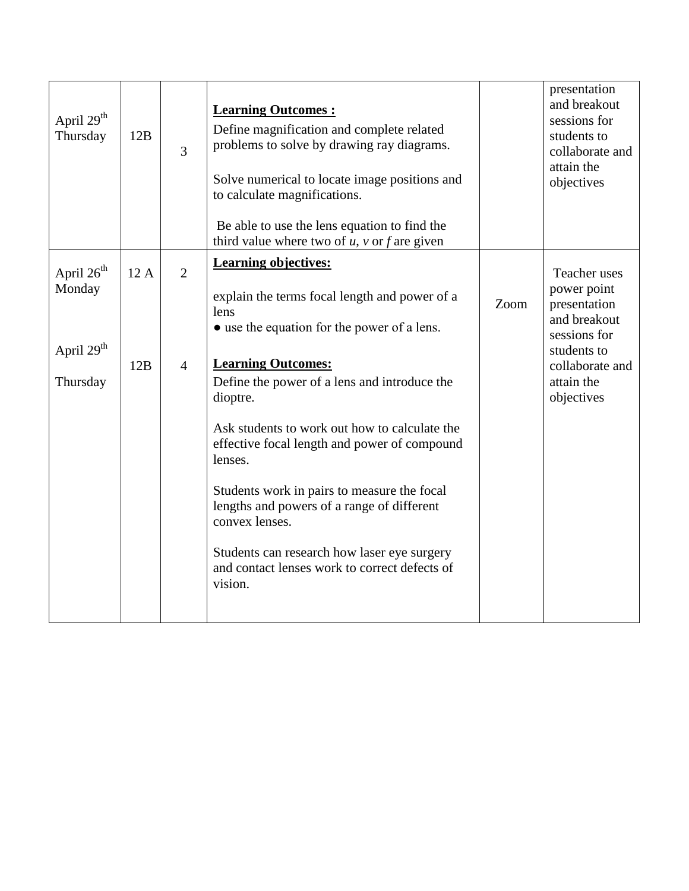| | | | | | |
|---|---|---|---|---|---|
| April 29th Thursday | 12B | 3 | **Learning Outcomes :**<br>Define magnification and complete related problems to solve by drawing ray diagrams.<br><br>Solve numerical to locate image positions and to calculate magnifications.<br><br>Be able to use the lens equation to find the third value where two of *u*, *v* or *f* are given | | presentation and breakout sessions for students to collaborate and attain the objectives |
| April 26th Monday<br><br>April 29th<br>Thursday | 12 A<br><br>12B | 2<br><br>4 | **Learning objectives:**<br><br>explain the terms focal length and power of a lens<br>● use the equation for the power of a lens.<br><br>**Learning Outcomes:**<br>Define the power of a lens and introduce the dioptre.<br><br>Ask students to work out how to calculate the effective focal length and power of compound lenses.<br><br>Students work in pairs to measure the focal lengths and powers of a range of different convex lenses.<br><br>Students can research how laser eye surgery and contact lenses work to correct defects of vision. | Zoom | Teacher uses power point presentation and breakout sessions for students to collaborate and attain the objectives |